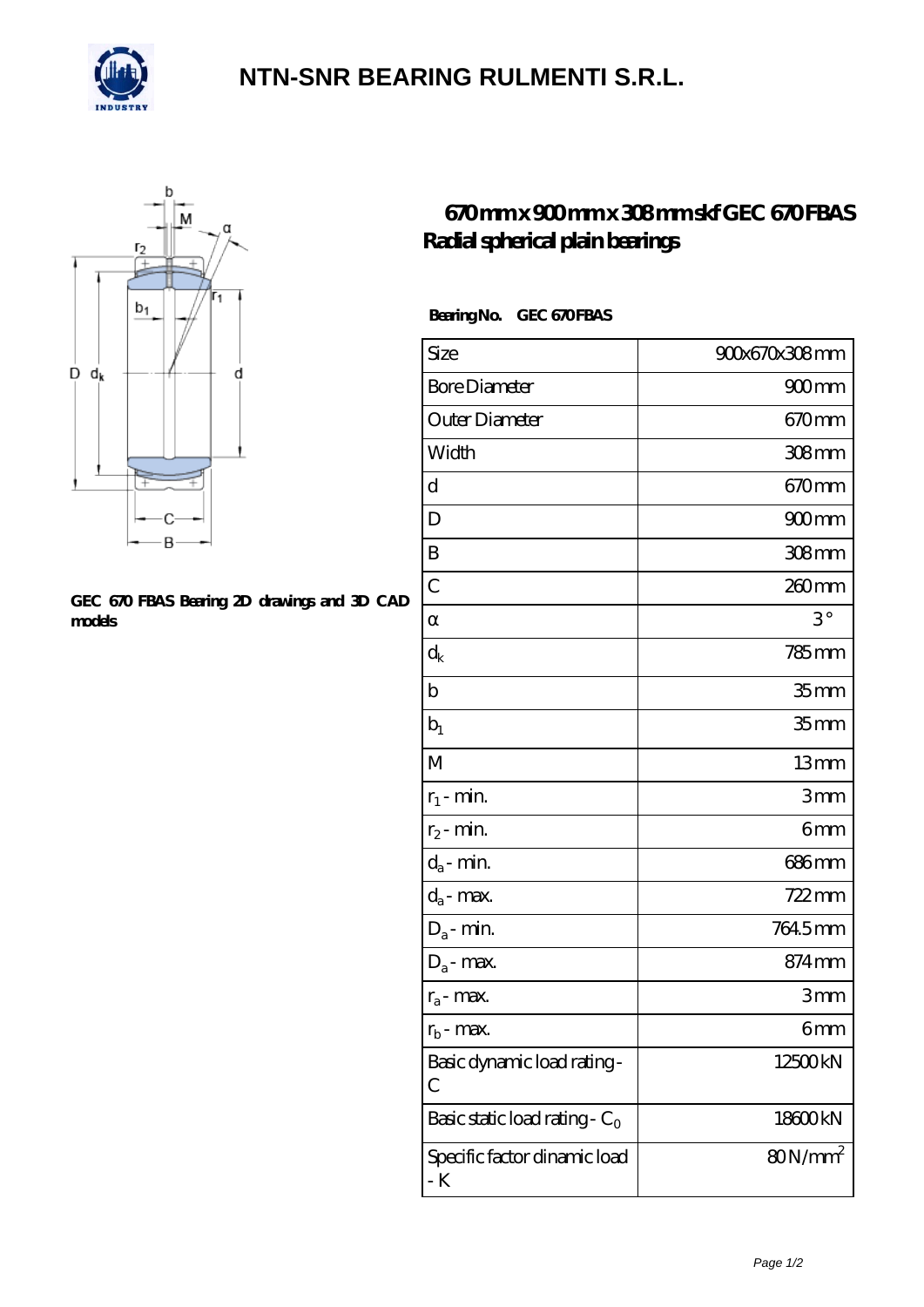# NTN-SNR BEARING RULMENTI S.R.L.

GEC 670 FBAS Bearing 2D drawings and 3D CAD models

## 670 mm x 900 mm x 308 mm skf GEC 670 FBAS Radial spherical plain bearings

**Bearing No.** GEC 670 FBAS

| Size | 900x670x308 mm |
|---|---|
| Bore Diameter | 900 mm |
| Outer Diameter | 670 mm |
| Width | 308 mm |
| d | 670 mm |
| D | 900 mm |
| B | 308 mm |
| C | 260 mm |
| α | 3 ° |
| $d_k$ | 785 mm |
| b | 35 mm |
| $b_1$ | 35 mm |
| M | 13 mm |
| $r_1$ - min. | 3 mm |
| $r_2$ - min. | 6 mm |
| $d_a$ - min. | 686 mm |
| $d_a$ - max. | 722 mm |
| $D_a$ - min. | 764.5 mm |
| $D_a$ - max. | 874 mm |
| $r_a$ - max. | 3 mm |
| $r_b$ - max. | 6 mm |
| Basic dynamic load rating - C | 12500 kN |
| Basic static load rating - $C_0$ | 18600 kN |
| Specific factor dinamic load - K | 80 N/mm$^2$ |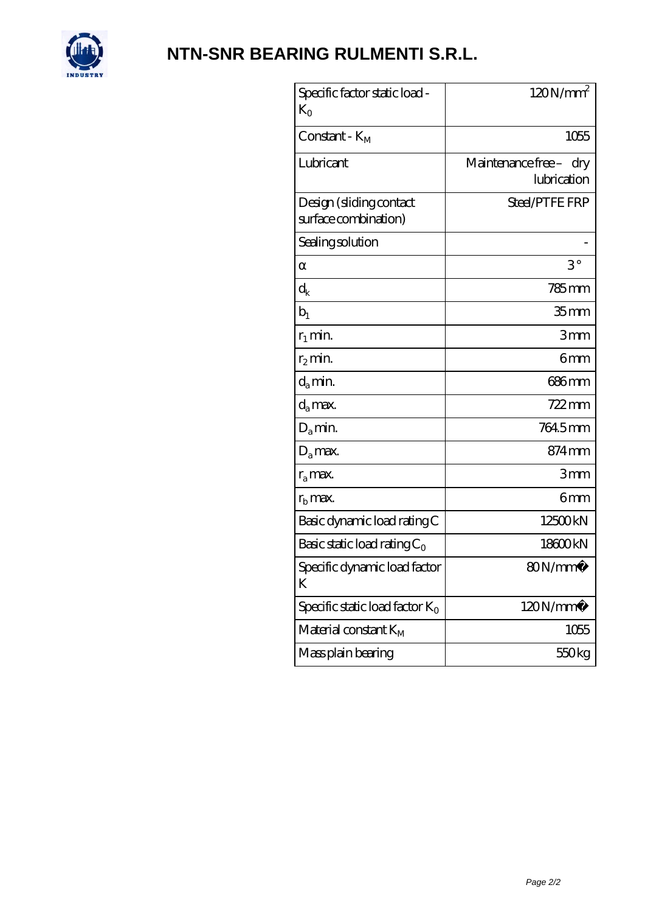# NTN-SNR BEARING RULMENTI S.R.L.

| | |
|---|---|
| Specific factor static load - $K_0$ | 120 N/mm$^2$ |
| Constant - $K_M$ | 1055 |
| Lubricant | Maintenance free – dry lubrication |
| Design (sliding contact surface combination) | Steel/PTFE FRP |
| Sealing solution | - |
| α | 3 ° |
| $d_k$ | 785 mm |
| $b_1$ | 35 mm |
| $r_1$ min. | 3 mm |
| $r_2$ min. | 6 mm |
| $d_a$ min. | 686 mm |
| $d_a$ max. | 722 mm |
| $D_a$ min. | 764.5 mm |
| $D_a$ max. | 874 mm |
| $r_a$ max. | 3 mm |
| $r_b$ max. | 6 mm |
| Basic dynamic load rating C | 12500 kN |
| Basic static load rating $C_0$ | 18600 kN |
| Specific dynamic load factor K | 80 N/mm� |
| Specific static load factor $K_0$ | 120 N/mm� |
| Material constant $K_M$ | 1055 |
| Mass plain bearing | 550 kg |